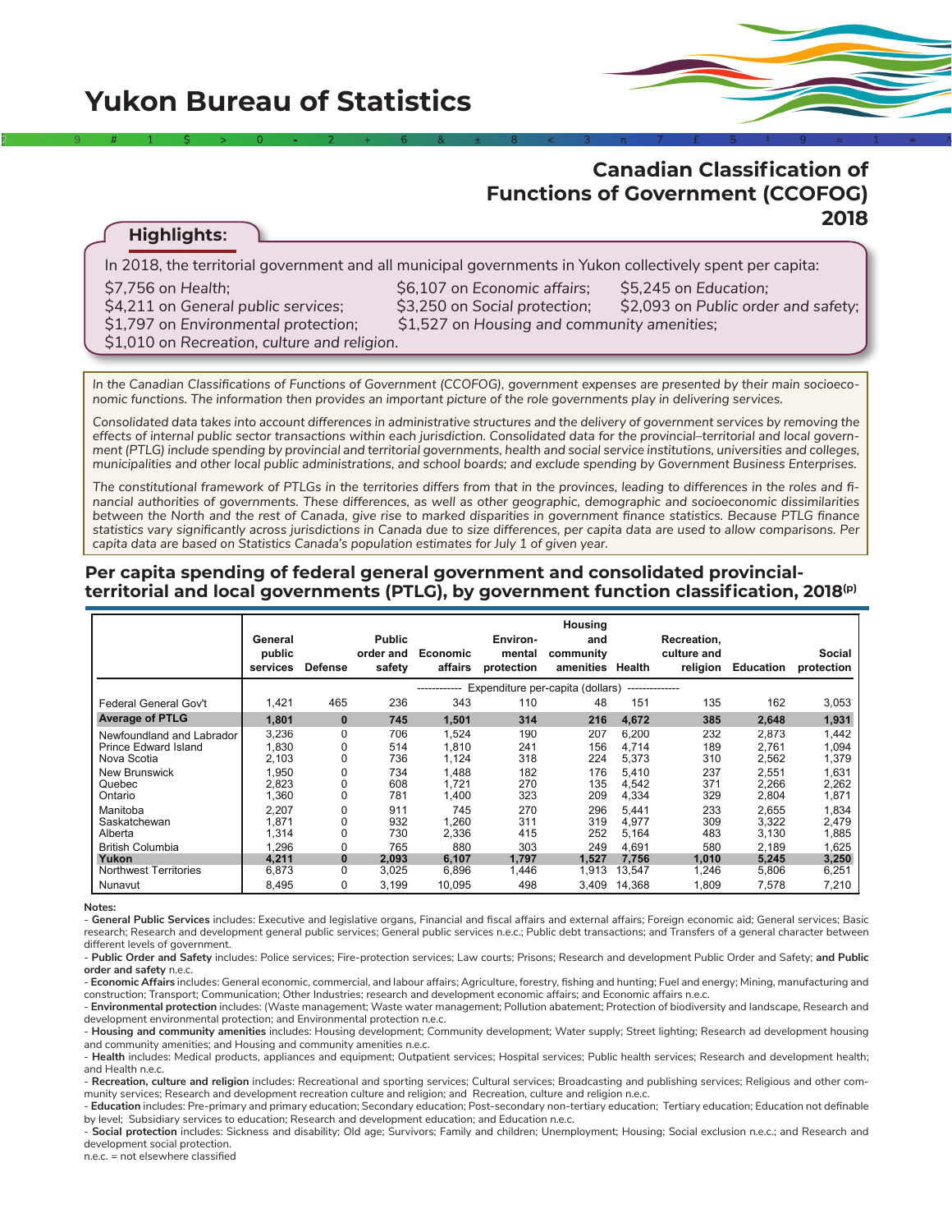# Yukon Bureau of Statistics

## Canadian Classification of Functions of Government (CCOFOG) 2018

### Highlights:

In 2018, the territorial government and all municipal governments in Yukon collectively spent per capita:

- $7,756 on *Health;*
- $6,107 on *Economic affairs;*
- $5,245 on *Education;*
- $4,211 on *General public services;*
- $3,250 on *Social protection;*
- $2,093 on *Public order and safety;*
- $1,797 on *Environmental protection;*
- $1,527 on *Housing and community amenities;*
- $1,010 on *Recreation, culture and religion.*

*In the Canadian Classifications of Functions of Government (CCOFOG), government expenses are presented by their main socioeconomic functions. The information then provides an important picture of the role governments play in delivering services.*

*Consolidated data takes into account differences in administrative structures and the delivery of government services by removing the effects of internal public sector transactions within each jurisdiction. Consolidated data for the provincial–territorial and local government (PTLG) include spending by provincial and territorial governments, health and social service institutions, universities and colleges, municipalities and other local public administrations, and school boards; and exclude spending by Government Business Enterprises.*

*The constitutional framework of PTLGs in the territories differs from that in the provinces, leading to differences in the roles and financial authorities of governments. These differences, as well as other geographic, demographic and socioeconomic dissimilarities between the North and the rest of Canada, give rise to marked disparities in government finance statistics. Because PTLG finance statistics vary significantly across jurisdictions in Canada due to size differences, per capita data are used to allow comparisons. Per capita data are based on Statistics Canada's population estimates for July 1 of given year.*

### Per capita spending of federal general government and consolidated provincial-territorial and local governments (PTLG), by government function classification, 2018(p)

| | General public services | Defense | Public order and safety | Economic affairs | Environmental protection | Housing and community amenities | Health | Recreation, culture and religion | Education | Social protection |
|---|---|---|---|---|---|---|---|---|---|---|
| | Expenditure per-capita (dollars) | | | | | | | | | |
| Federal General Gov't | 1,421 | 465 | 236 | 343 | 110 | 48 | 151 | 135 | 162 | 3,053 |
| **Average of PTLG** | **1,801** | **0** | **745** | **1,501** | **314** | **216** | **4,672** | **385** | **2,648** | **1,931** |
| Newfoundland and Labrador | 3,236 | 0 | 706 | 1,524 | 190 | 207 | 6,200 | 232 | 2,873 | 1,442 |
| Prince Edward Island | 1,830 | 0 | 514 | 1,810 | 241 | 156 | 4,714 | 189 | 2,761 | 1,094 |
| Nova Scotia | 2,103 | 0 | 736 | 1,124 | 318 | 224 | 5,373 | 310 | 2,562 | 1,379 |
| New Brunswick | 1,950 | 0 | 734 | 1,488 | 182 | 176 | 5,410 | 237 | 2,551 | 1,631 |
| Quebec | 2,823 | 0 | 608 | 1,721 | 270 | 135 | 4,542 | 371 | 2,266 | 2,262 |
| Ontario | 1,360 | 0 | 781 | 1,400 | 323 | 209 | 4,334 | 329 | 2,804 | 1,871 |
| Manitoba | 2,207 | 0 | 911 | 745 | 270 | 296 | 5,441 | 233 | 2,655 | 1,834 |
| Saskatchewan | 1,871 | 0 | 932 | 1,260 | 311 | 319 | 4,977 | 309 | 3,322 | 2,479 |
| Alberta | 1,314 | 0 | 730 | 2,336 | 415 | 252 | 5,164 | 483 | 3,130 | 1,885 |
| British Columbia | 1,296 | 0 | 765 | 880 | 303 | 249 | 4,691 | 580 | 2,189 | 1,625 |
| **Yukon** | **4,211** | **0** | **2,093** | **6,107** | **1,797** | **1,527** | **7,756** | **1,010** | **5,245** | **3,250** |
| Northwest Territories | 6,873 | 0 | 3,025 | 6,896 | 1,446 | 1,913 | 13,547 | 1,246 | 5,806 | 6,251 |
| Nunavut | 8,495 | 0 | 3,199 | 10,095 | 498 | 3,409 | 14,368 | 1,809 | 7,578 | 7,210 |

**Notes:**

- **General Public Services** includes: Executive and legislative organs, Financial and fiscal affairs and external affairs; Foreign economic aid; General services; Basic research; Research and development general public services; General public services n.e.c.; Public debt transactions; and Transfers of a general character between different levels of government.
- **Public Order and Safety** includes: Police services; Fire-protection services; Law courts; Prisons; Research and development Public Order and Safety; **and Public order and safety** n.e.c.
- **Economic Affairs** includes: General economic, commercial, and labour affairs; Agriculture, forestry, fishing and hunting; Fuel and energy; Mining, manufacturing and construction; Transport; Communication; Other Industries; research and development economic affairs; and Economic affairs n.e.c.
- **Environmental protection** includes: (Waste management; Waste water management; Pollution abatement; Protection of biodiversity and landscape, Research and development environmental protection; and Environmental protection n.e.c.
- **Housing and community amenities** includes: Housing development; Community development; Water supply; Street lighting; Research ad development housing and community amenities; and Housing and community amenities n.e.c.
- **Health** includes: Medical products, appliances and equipment; Outpatient services; Hospital services; Public health services; Research and development health; and Health n.e.c.
- **Recreation, culture and religion** includes: Recreational and sporting services; Cultural services; Broadcasting and publishing services; Religious and other community services; Research and development recreation culture and religion; and Recreation, culture and religion n.e.c.
- **Education** includes: Pre-primary and primary education; Secondary education; Post-secondary non-tertiary education; Tertiary education; Education not definable by level; Subsidiary services to education; Research and development education; and Education n.e.c.
- **Social protection** includes: Sickness and disability; Old age; Survivors; Family and children; Unemployment; Housing; Social exclusion n.e.c.; and Research and development social protection.

n.e.c. = not elsewhere classified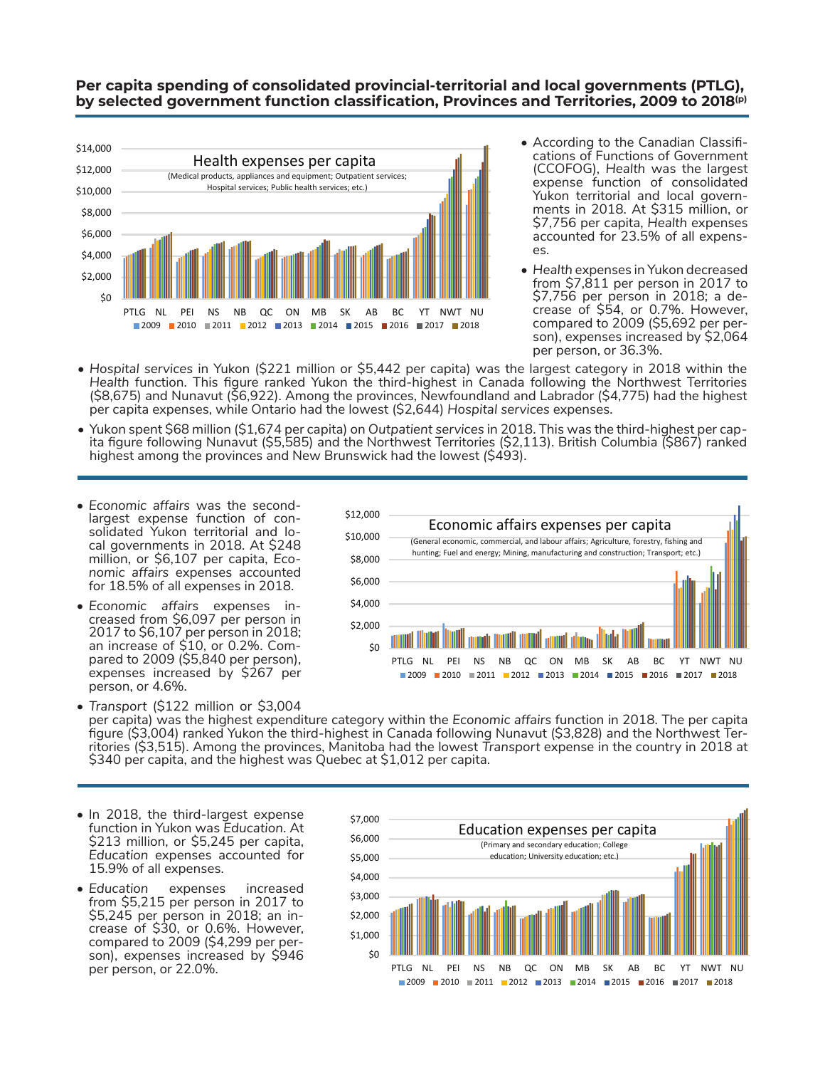## Per capita spending of consolidated provincial-territorial and local governments (PTLG), by selected government function classification, Provinces and Territories, 2009 to 2018(p)

Health expenses per capita

(Medical products, appliances and equipment; Outpatient services; Hospital services; Public health services; etc.)

- According to the Canadian Classifications of Functions of Government (CCOFOG), *Health* was the largest expense function of consolidated Yukon territorial and local governments in 2018. At $315 million, or $7,756 per capita, *Health* expenses accounted for 23.5% of all expenses.
- *Health* expenses in Yukon decreased from $7,811 per person in 2017 to $7,756 per person in 2018; a decrease of $54, or 0.7%. However, compared to 2009 ($5,692 per person), expenses increased by $2,064 per person, or 36.3%.
- *Hospital services* in Yukon ($221 million or $5,442 per capita) was the largest category in 2018 within the *Health* function. This figure ranked Yukon the third-highest in Canada following the Northwest Territories ($8,675) and Nunavut ($6,922). Among the provinces, Newfoundland and Labrador ($4,775) had the highest per capita expenses, while Ontario had the lowest ($2,644) *Hospital services* expenses.
- Yukon spent $68 million ($1,674 per capita) on *Outpatient services* in 2018. This was the third-highest per capita figure following Nunavut ($5,585) and the Northwest Territories ($2,113). British Columbia ($867) ranked highest among the provinces and New Brunswick had the lowest ($493).

---

Economic affairs expenses per capita

(General economic, commercial, and labour affairs; Agriculture, forestry, fishing and hunting; Fuel and energy; Mining, manufacturing and construction; Transport; etc.)

- *Economic affairs* was the second-largest expense function of consolidated Yukon territorial and local governments in 2018. At $248 million, or $6,107 per capita, *Economic affairs* expenses accounted for 18.5% of all expenses in 2018.
- *Economic affairs* expenses increased from $6,097 per person in 2017 to $6,107 per person in 2018; an increase of $10, or 0.2%. Compared to 2009 ($5,840 per person), expenses increased by $267 per person, or 4.6%.
- *Transport* ($122 million or $3,004 per capita) was the highest expenditure category within the *Economic affairs* function in 2018. The per capita figure ($3,004) ranked Yukon the third-highest in Canada following Nunavut ($3,828) and the Northwest Territories ($3,515). Among the provinces, Manitoba had the lowest *Transport* expense in the country in 2018 at $340 per capita, and the highest was Quebec at $1,012 per capita.

---

Education expenses per capita

(Primary and secondary education; College education; University education; etc.)

- In 2018, the third-largest expense function in Yukon was *Education*. At $213 million, or $5,245 per capita, *Education* expenses accounted for 15.9% of all expenses.
- *Education* expenses increased from $5,215 per person in 2017 to $5,245 per person in 2018; an increase of $30, or 0.6%. However, compared to 2009 ($4,299 per person), expenses increased by $946 per person, or 22.0%.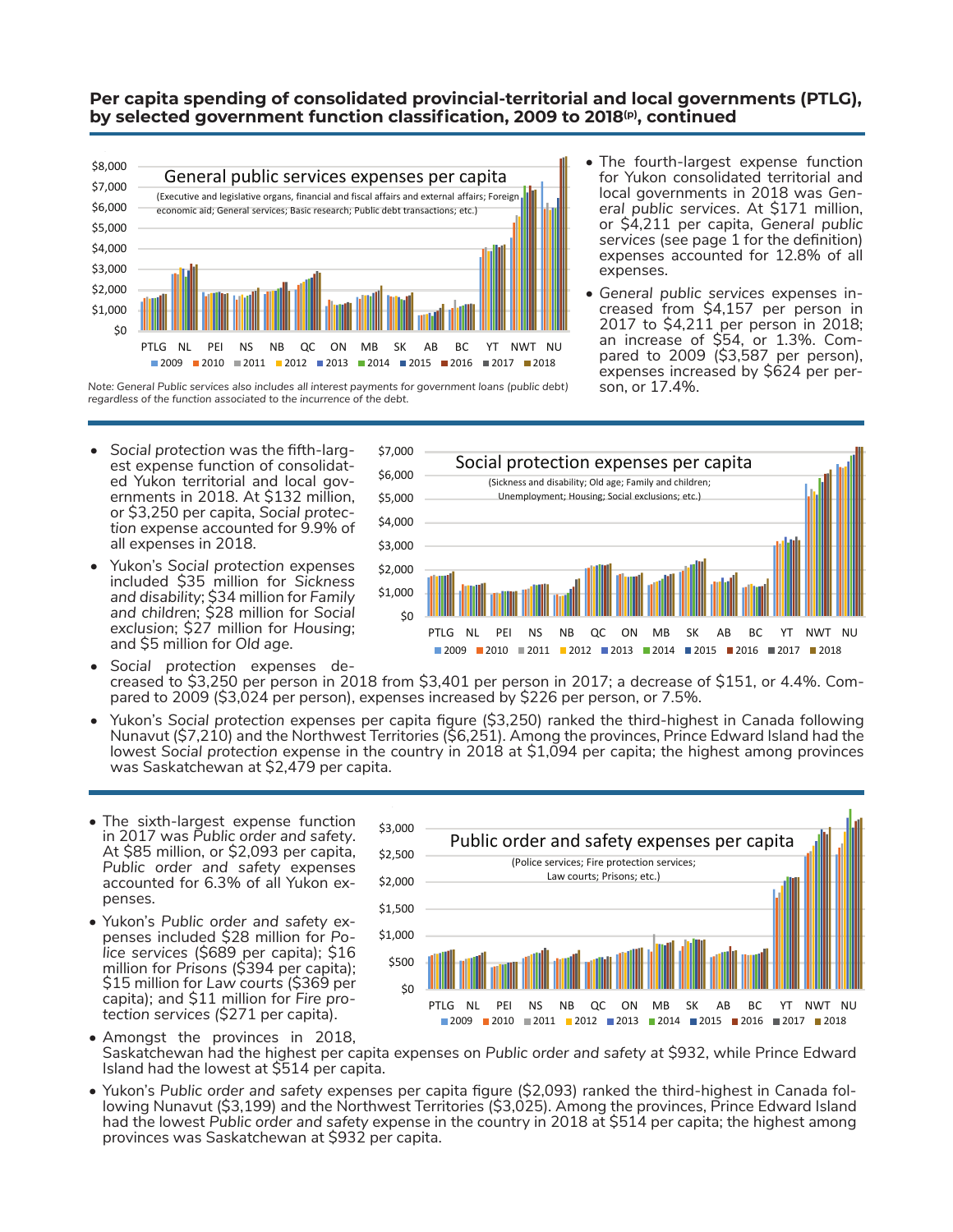**Per capita spending of consolidated provincial-territorial and local governments (PTLG), by selected government function classification, 2009 to 2018(p), continued**

General public services expenses per capita

(Executive and legislative organs, financial and fiscal affairs and external affairs; Foreign economic aid; General services; Basic research; Public debt transactions; etc.)

Note: General Public services also includes all interest payments for government loans (public debt) regardless of the function associated to the incurrence of the debt.

- The fourth-largest expense function for Yukon consolidated territorial and local governments in 2018 was *General public services*. At $171 million, or $4,211 per capita, *General public services* (see page 1 for the definition) expenses accounted for 12.8% of all expenses.
- *General public services* expenses increased from $4,157 per person in 2017 to $4,211 per person in 2018; an increase of $54, or 1.3%. Compared to 2009 ($3,587 per person), expenses increased by $624 per person, or 17.4%.

Social protection expenses per capita

(Sickness and disability; Old age; Family and children; Unemployment; Housing; Social exclusions; etc.)

- *Social protection* was the fifth-largest expense function of consolidated Yukon territorial and local governments in 2018. At $132 million, or $3,250 per capita, *Social protection* expense accounted for 9.9% of all expenses in 2018.
- Yukon's *Social protection* expenses included $35 million for *Sickness and disability*; $34 million for *Family and children*; $28 million for *Social exclusion*; $27 million for *Housing*; and $5 million for *Old age*.
- *Social protection* expenses decreased to $3,250 per person in 2018 from $3,401 per person in 2017; a decrease of $151, or 4.4%. Compared to 2009 ($3,024 per person), expenses increased by $226 per person, or 7.5%.
- Yukon's *Social protection* expenses per capita figure ($3,250) ranked the third-highest in Canada following Nunavut ($7,210) and the Northwest Territories ($6,251). Among the provinces, Prince Edward Island had the lowest *Social protection* expense in the country in 2018 at $1,094 per capita; the highest among provinces was Saskatchewan at $2,479 per capita.

Public order and safety expenses per capita

(Police services; Fire protection services; Law courts; Prisons; etc.)

- The sixth-largest expense function in 2017 was *Public order and safety*. At $85 million, or $2,093 per capita, *Public order and safety* expenses accounted for 6.3% of all Yukon expenses.
- Yukon's *Public order and safety* expenses included $28 million for *Police services* ($689 per capita); $16 million for *Prisons* ($394 per capita); $15 million for *Law courts* ($369 per capita); and $11 million for *Fire protection services* ($271 per capita).
- Amongst the provinces in 2018, Saskatchewan had the highest per capita expenses on *Public order and safety* at $932, while Prince Edward Island had the lowest at $514 per capita.
- Yukon's *Public order and safety* expenses per capita figure ($2,093) ranked the third-highest in Canada following Nunavut ($3,199) and the Northwest Territories ($3,025). Among the provinces, Prince Edward Island had the lowest *Public order and safety* expense in the country in 2018 at $514 per capita; the highest among provinces was Saskatchewan at $932 per capita.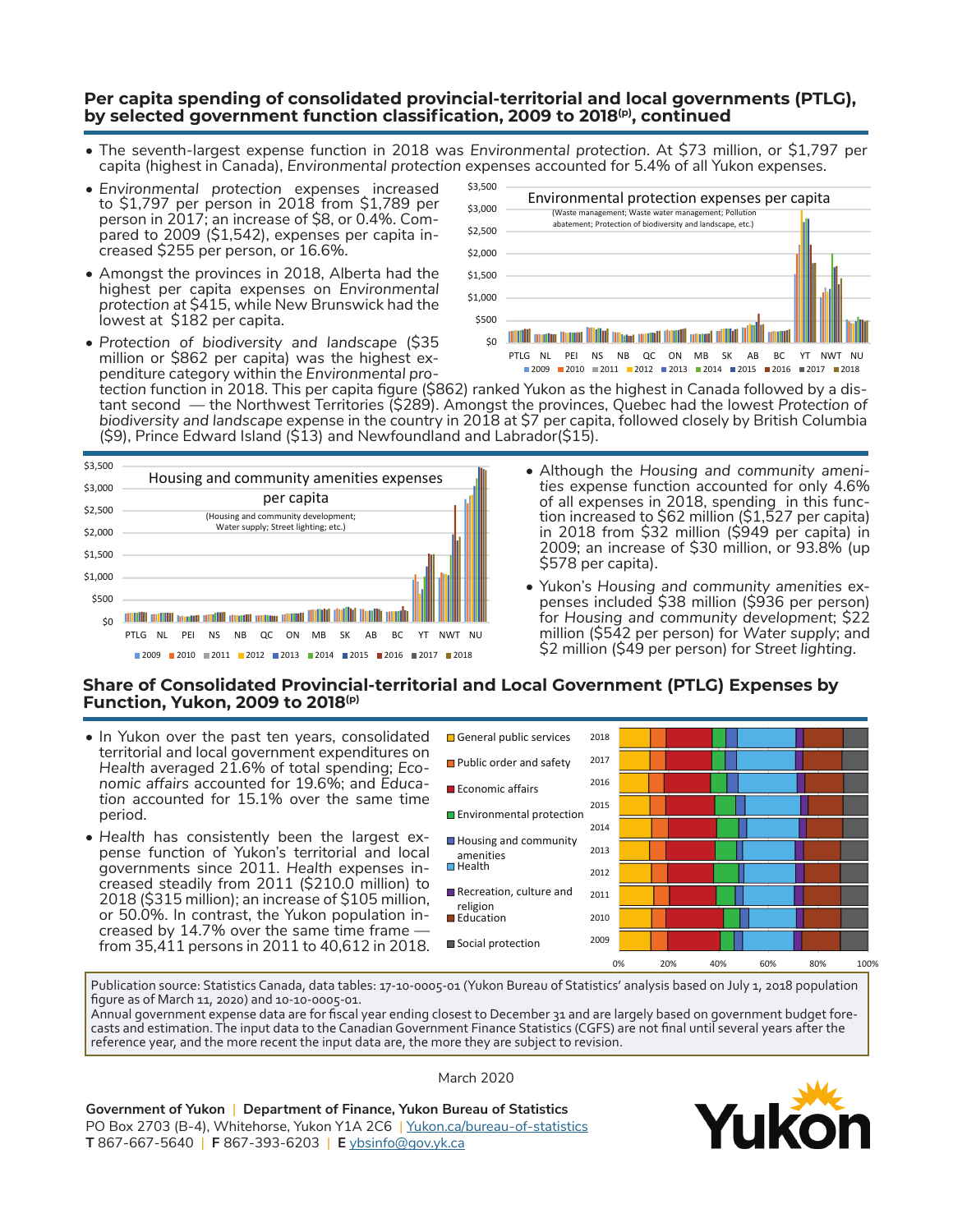## Per capita spending of consolidated provincial-territorial and local governments (PTLG), by selected government function classification, 2009 to 2018(p), continued

- The seventh-largest expense function in 2018 was *Environmental protection*. At $73 million, or $1,797 per capita (highest in Canada), *Environmental protection* expenses accounted for 5.4% of all Yukon expenses.
- *Environmental protection* expenses increased to $1,797 per person in 2018 from $1,789 per person in 2017; an increase of $8, or 0.4%. Compared to 2009 ($1,542), expenses per capita increased $255 per person, or 16.6%.
- Amongst the provinces in 2018, Alberta had the highest per capita expenses on *Environmental protection* at $415, while New Brunswick had the lowest at $182 per capita.
- *Protection of biodiversity and landscape* ($35 million or $862 per capita) was the highest expenditure category within the *Environmental protection* function in 2018. This per capita figure ($862) ranked Yukon as the highest in Canada followed by a distant second — the Northwest Territories ($289). Amongst the provinces, Quebec had the lowest *Protection of biodiversity and landscape* expense in the country in 2018 at $7 per capita, followed closely by British Columbia ($9), Prince Edward Island ($13) and Newfoundland and Labrador($15).

Environmental protection expenses per capita
(Waste management; Waste water management; Pollution abatement; Protection of biodiversity and landscape, etc.)
$3,500
$3,000
$2,500
$2,000
$1,500
$1,000
$500
$0
PTLG NL PEI NS NB QC ON MB SK AB BC YT NWT NU
2009 2010 2011 2012 2013 2014 2015 2016 2017 2018

Housing and community amenities expenses per capita
(Housing and community development; Water supply; Street lighting; etc.)
$3,500
$3,000
$2,500
$2,000
$1,500
$1,000
$500
$0
PTLG NL PEI NS NB QC ON MB SK AB BC YT NWT NU
2009 2010 2011 2012 2013 2014 2015 2016 2017 2018

- Although the *Housing and community amenities* expense function accounted for only 4.6% of all expenses in 2018, spending in this function increased to $62 million ($1,527 per capita) in 2018 from $32 million ($949 per capita) in 2009; an increase of $30 million, or 93.8% (up $578 per capita).
- Yukon's *Housing and community amenities* expenses included $38 million ($936 per person) for *Housing and community development*; $22 million ($542 per person) for *Water supply*; and $2 million ($49 per person) for *Street lighting*.

## Share of Consolidated Provincial-territorial and Local Government (PTLG) Expenses by Function, Yukon, 2009 to 2018(p)

- In Yukon over the past ten years, consolidated territorial and local government expenditures on *Health* averaged 21.6% of total spending; *Economic affairs* accounted for 19.6%; and *Education* accounted for 15.1% over the same time period.
- *Health* has consistently been the largest expense function of Yukon's territorial and local governments since 2011. *Health* expenses increased steadily from 2011 ($210.0 million) to 2018 ($315 million); an increase of $105 million, or 50.0%. In contrast, the Yukon population increased by 14.7% over the same time frame — from 35,411 persons in 2011 to 40,612 in 2018.

General public services
Public order and safety
Economic affairs
Environmental protection
Housing and community amenities
Health
Recreation, culture and religion
Education
Social protection
2018 2017 2016 2015 2014 2013 2012 2011 2010 2009
0% 20% 40% 60% 80% 100%

Publication source: Statistics Canada, data tables: 17-10-0005-01 (Yukon Bureau of Statistics' analysis based on July 1, 2018 population figure as of March 11, 2020) and 10-10-0005-01.
Annual government expense data are for fiscal year ending closest to December 31 and are largely based on government budget forecasts and estimation. The input data to the Canadian Government Finance Statistics (CGFS) are not final until several years after the reference year, and the more recent the input data are, the more they are subject to revision.

March 2020

**Government of Yukon | Department of Finance, Yukon Bureau of Statistics**
PO Box 2703 (B-4), Whitehorse, Yukon Y1A 2C6 | Yukon.ca/bureau-of-statistics
**T** 867-667-5640 | **F** 867-393-6203 | **E** ybsinfo@gov.yk.ca